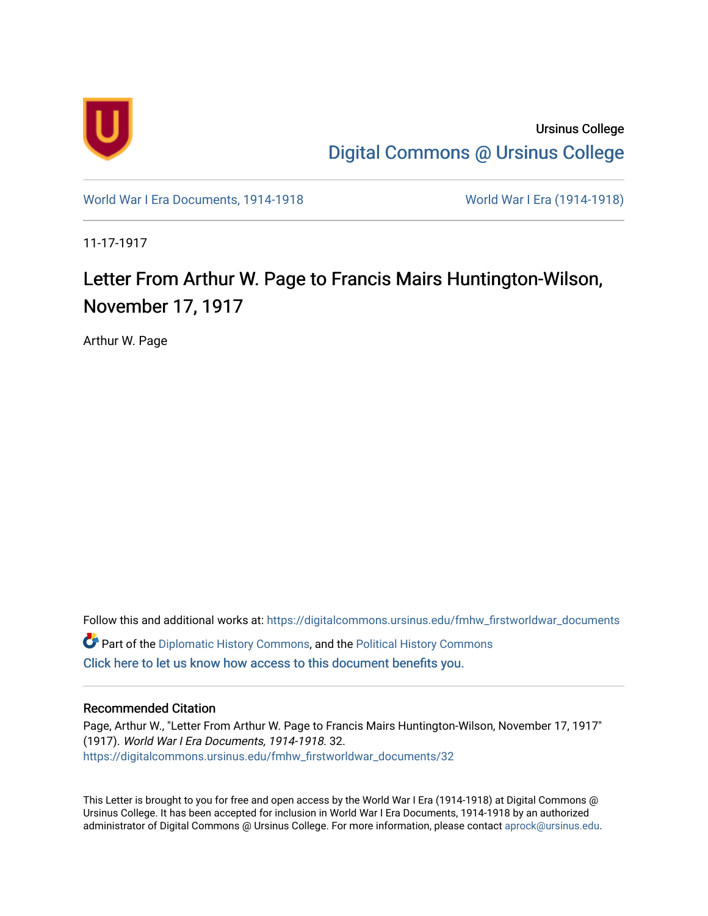Ursinus College

Digital Commons @ Ursinus College

World War I Era Documents, 1914-1918

World War I Era (1914-1918)

11-17-1917

# Letter From Arthur W. Page to Francis Mairs Huntington-Wilson, November 17, 1917

Arthur W. Page

Follow this and additional works at: https://digitalcommons.ursinus.edu/fmhw_firstworldwar_documents

Part of the Diplomatic History Commons, and the Political History Commons

Click here to let us know how access to this document benefits you.

## Recommended Citation

Page, Arthur W., "Letter From Arthur W. Page to Francis Mairs Huntington-Wilson, November 17, 1917" (1917). *World War I Era Documents, 1914-1918*. 32.
https://digitalcommons.ursinus.edu/fmhw_firstworldwar_documents/32

This Letter is brought to you for free and open access by the World War I Era (1914-1918) at Digital Commons @ Ursinus College. It has been accepted for inclusion in World War I Era Documents, 1914-1918 by an authorized administrator of Digital Commons @ Ursinus College. For more information, please contact aprock@ursinus.edu.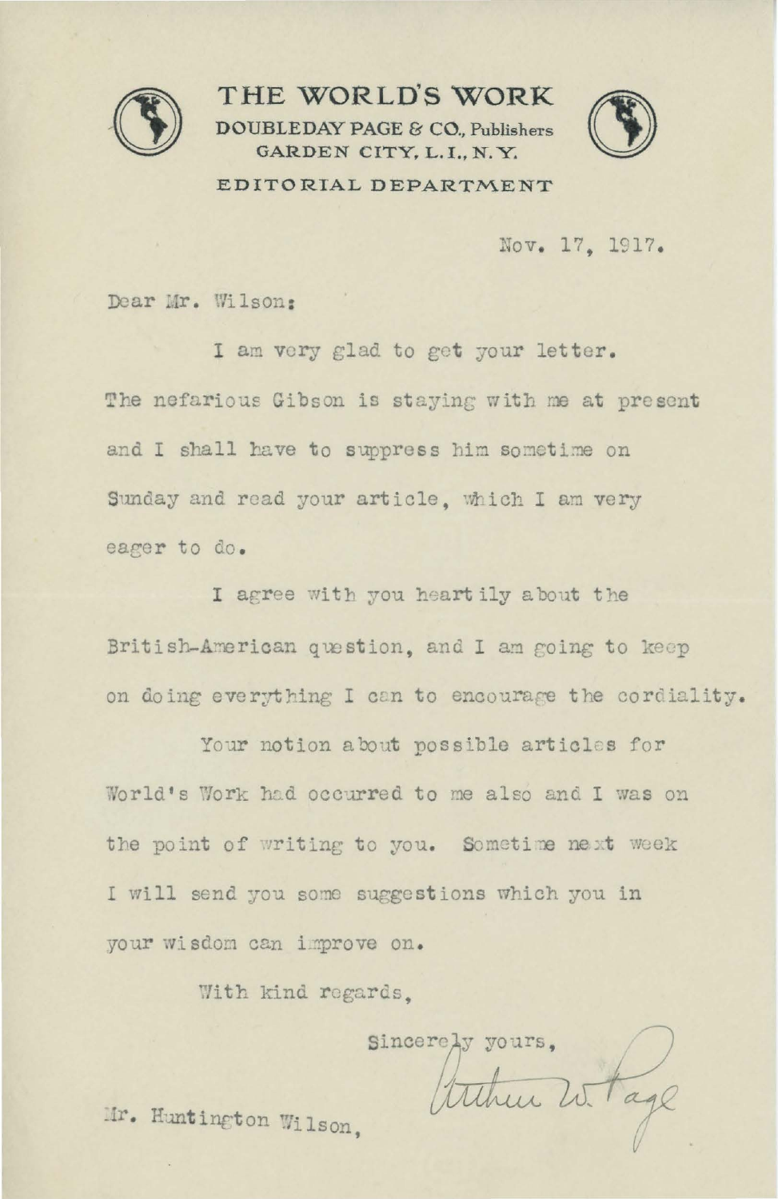# THE WORLD'S WORK

DOUBLEDAY PAGE & CO., Publishers
GARDEN CITY, L.I., N.Y.

EDITORIAL DEPARTMENT

Nov. 17, 1917.

Dear Mr. Wilson:

I am very glad to get your letter. The nefarious Gibson is staying with me at present and I shall have to suppress him sometime on Sunday and read your article, which I am very eager to do.

I agree with you heartily about the British-American question, and I am going to keep on doing everything I can to encourage the cordiality.

Your notion about possible articles for World's Work had occurred to me also and I was on the point of writing to you. Sometime next week I will send you some suggestions which you in your wisdom can improve on.

With kind regards,

Sincerely yours,

Arthur W. Page

Mr. Huntington Wilson,